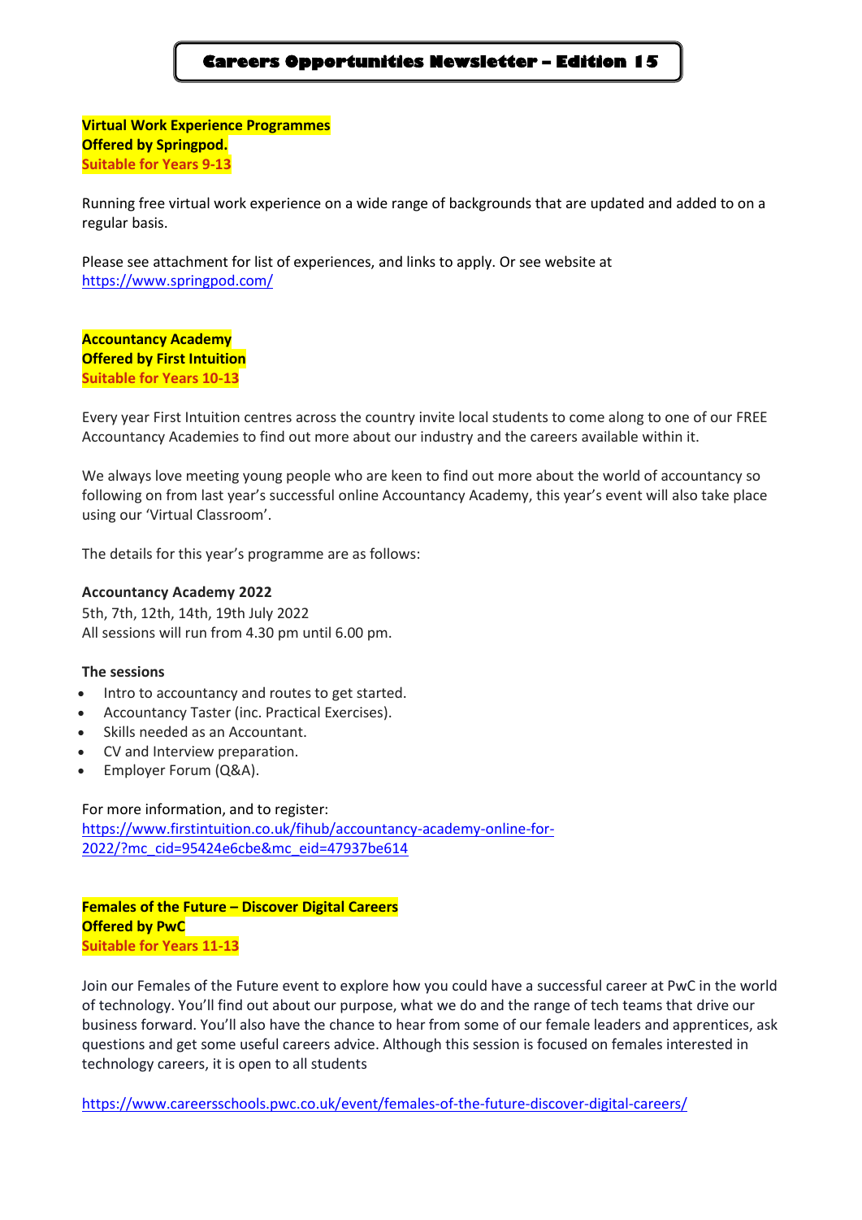# Careers Opportunities Newsletter – Edition 15

**Virtual Work Experience Programmes**
**Offered by Springpod.**
**Suitable for Years 9-13**

Running free virtual work experience on a wide range of backgrounds that are updated and added to on a regular basis.

Please see attachment for list of experiences, and links to apply. Or see website at https://www.springpod.com/

**Accountancy Academy**
**Offered by First Intuition**
**Suitable for Years 10-13**

Every year First Intuition centres across the country invite local students to come along to one of our FREE Accountancy Academies to find out more about our industry and the careers available within it.

We always love meeting young people who are keen to find out more about the world of accountancy so following on from last year's successful online Accountancy Academy, this year's event will also take place using our 'Virtual Classroom'.

The details for this year's programme are as follows:

**Accountancy Academy 2022**
5th, 7th, 12th, 14th, 19th July 2022
All sessions will run from 4.30 pm until 6.00 pm.

**The sessions**

- Intro to accountancy and routes to get started.
- Accountancy Taster (inc. Practical Exercises).
- Skills needed as an Accountant.
- CV and Interview preparation.
- Employer Forum (Q&A).

For more information, and to register:
https://www.firstintuition.co.uk/fihub/accountancy-academy-online-for-2022/?mc_cid=95424e6cbe&mc_eid=47937be614

**Females of the Future – Discover Digital Careers**
**Offered by PwC**
**Suitable for Years 11-13**

Join our Females of the Future event to explore how you could have a successful career at PwC in the world of technology. You'll find out about our purpose, what we do and the range of tech teams that drive our business forward. You'll also have the chance to hear from some of our female leaders and apprentices, ask questions and get some useful careers advice. Although this session is focused on females interested in technology careers, it is open to all students

https://www.careersschools.pwc.co.uk/event/females-of-the-future-discover-digital-careers/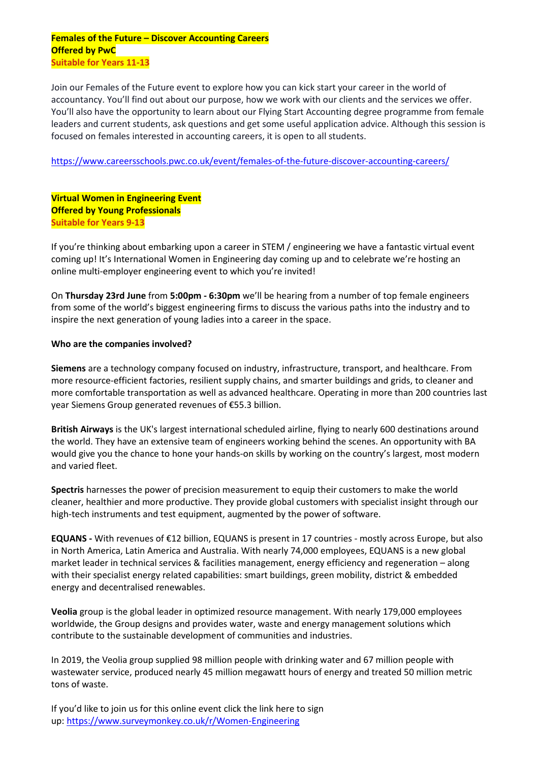**Females of the Future – Discover Accounting Careers**
**Offered by PwC**
**Suitable for Years 11-13**

Join our Females of the Future event to explore how you can kick start your career in the world of accountancy. You'll find out about our purpose, how we work with our clients and the services we offer. You'll also have the opportunity to learn about our Flying Start Accounting degree programme from female leaders and current students, ask questions and get some useful application advice. Although this session is focused on females interested in accounting careers, it is open to all students.

https://www.careersschools.pwc.co.uk/event/females-of-the-future-discover-accounting-careers/

**Virtual Women in Engineering Event**
**Offered by Young Professionals**
**Suitable for Years 9-13**

If you're thinking about embarking upon a career in STEM / engineering we have a fantastic virtual event coming up! It's International Women in Engineering day coming up and to celebrate we're hosting an online multi-employer engineering event to which you're invited!

On **Thursday 23rd June** from **5:00pm - 6:30pm** we'll be hearing from a number of top female engineers from some of the world's biggest engineering firms to discuss the various paths into the industry and to inspire the next generation of young ladies into a career in the space.

**Who are the companies involved?**

**Siemens** are a technology company focused on industry, infrastructure, transport, and healthcare. From more resource-efficient factories, resilient supply chains, and smarter buildings and grids, to cleaner and more comfortable transportation as well as advanced healthcare. Operating in more than 200 countries last year Siemens Group generated revenues of €55.3 billion.

**British Airways** is the UK's largest international scheduled airline, flying to nearly 600 destinations around the world. They have an extensive team of engineers working behind the scenes. An opportunity with BA would give you the chance to hone your hands-on skills by working on the country's largest, most modern and varied fleet.

**Spectris** harnesses the power of precision measurement to equip their customers to make the world cleaner, healthier and more productive. They provide global customers with specialist insight through our high-tech instruments and test equipment, augmented by the power of software.

**EQUANS -** With revenues of €12 billion, EQUANS is present in 17 countries - mostly across Europe, but also in North America, Latin America and Australia. With nearly 74,000 employees, EQUANS is a new global market leader in technical services & facilities management, energy efficiency and regeneration – along with their specialist energy related capabilities: smart buildings, green mobility, district & embedded energy and decentralised renewables.

**Veolia** group is the global leader in optimized resource management. With nearly 179,000 employees worldwide, the Group designs and provides water, waste and energy management solutions which contribute to the sustainable development of communities and industries.

In 2019, the Veolia group supplied 98 million people with drinking water and 67 million people with wastewater service, produced nearly 45 million megawatt hours of energy and treated 50 million metric tons of waste.

If you'd like to join us for this online event click the link here to sign up: https://www.surveymonkey.co.uk/r/Women-Engineering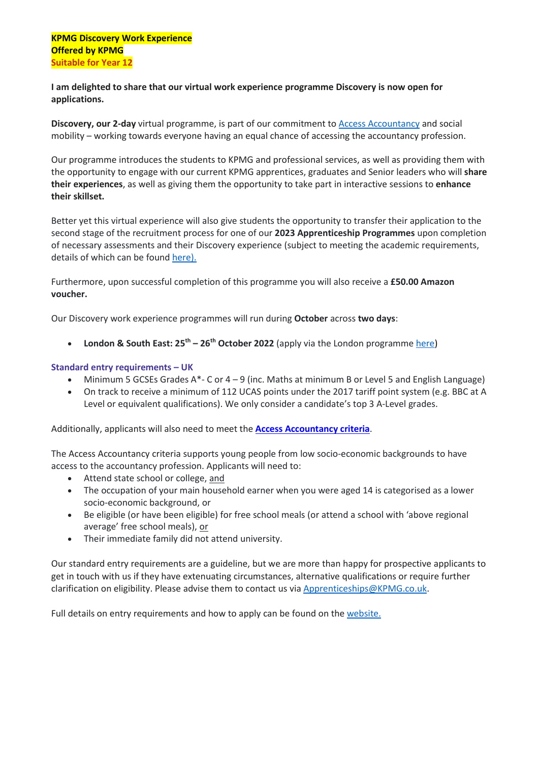**KPMG Discovery Work Experience**
**Offered by KPMG**
**Suitable for Year 12**

**I am delighted to share that our virtual work experience programme Discovery is now open for applications.**

**Discovery, our 2-day** virtual programme, is part of our commitment to Access Accountancy and social mobility – working towards everyone having an equal chance of accessing the accountancy profession.

Our programme introduces the students to KPMG and professional services, as well as providing them with the opportunity to engage with our current KPMG apprentices, graduates and Senior leaders who will **share their experiences**, as well as giving them the opportunity to take part in interactive sessions to **enhance their skillset.**

Better yet this virtual experience will also give students the opportunity to transfer their application to the second stage of the recruitment process for one of our **2023 Apprenticeship Programmes** upon completion of necessary assessments and their Discovery experience (subject to meeting the academic requirements, details of which can be found here).

Furthermore, upon successful completion of this programme you will also receive a **£50.00 Amazon voucher.**

Our Discovery work experience programmes will run during **October** across **two days**:

- **London & South East: 25th – 26th October 2022** (apply via the London programme here)

**Standard entry requirements – UK**

- Minimum 5 GCSEs Grades A*- C or 4 – 9 (inc. Maths at minimum B or Level 5 and English Language)
- On track to receive a minimum of 112 UCAS points under the 2017 tariff point system (e.g. BBC at A Level or equivalent qualifications). We only consider a candidate's top 3 A-Level grades.

Additionally, applicants will also need to meet the **Access Accountancy criteria**.

The Access Accountancy criteria supports young people from low socio-economic backgrounds to have access to the accountancy profession. Applicants will need to:

- Attend state school or college, and
- The occupation of your main household earner when you were aged 14 is categorised as a lower socio-economic background, or
- Be eligible (or have been eligible) for free school meals (or attend a school with 'above regional average' free school meals), or
- Their immediate family did not attend university.

Our standard entry requirements are a guideline, but we are more than happy for prospective applicants to get in touch with us if they have extenuating circumstances, alternative qualifications or require further clarification on eligibility. Please advise them to contact us via Apprenticeships@KPMG.co.uk.

Full details on entry requirements and how to apply can be found on the website.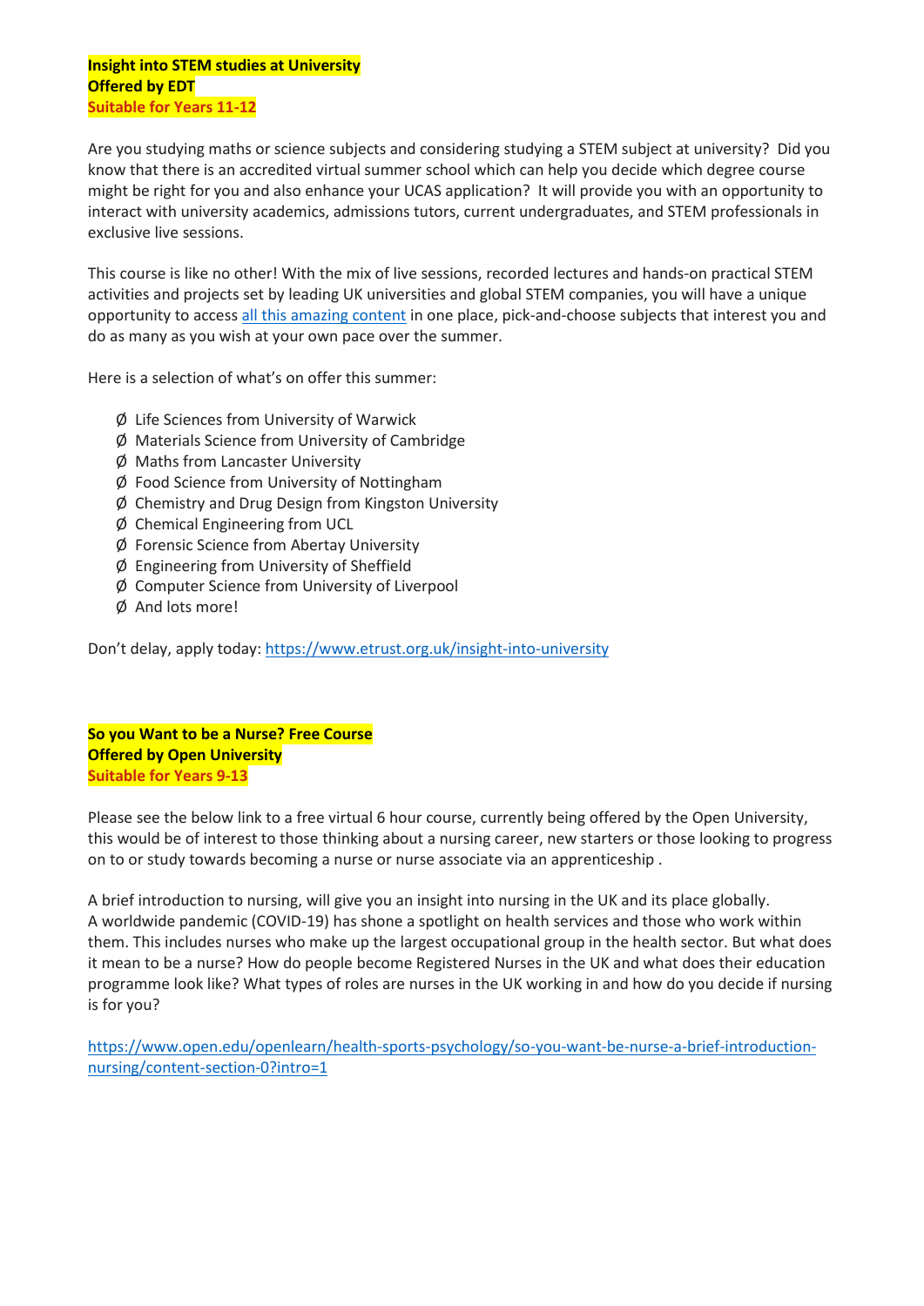**Insight into STEM studies at University**
**Offered by EDT**
**Suitable for Years 11-12**

Are you studying maths or science subjects and considering studying a STEM subject at university? Did you know that there is an accredited virtual summer school which can help you decide which degree course might be right for you and also enhance your UCAS application? It will provide you with an opportunity to interact with university academics, admissions tutors, current undergraduates, and STEM professionals in exclusive live sessions.

This course is like no other! With the mix of live sessions, recorded lectures and hands-on practical STEM activities and projects set by leading UK universities and global STEM companies, you will have a unique opportunity to access all this amazing content in one place, pick-and-choose subjects that interest you and do as many as you wish at your own pace over the summer.

Here is a selection of what's on offer this summer:

- Life Sciences from University of Warwick
- Materials Science from University of Cambridge
- Maths from Lancaster University
- Food Science from University of Nottingham
- Chemistry and Drug Design from Kingston University
- Chemical Engineering from UCL
- Forensic Science from Abertay University
- Engineering from University of Sheffield
- Computer Science from University of Liverpool
- And lots more!

Don't delay, apply today: https://www.etrust.org.uk/insight-into-university

**So you Want to be a Nurse? Free Course**
**Offered by Open University**
**Suitable for Years 9-13**

Please see the below link to a free virtual 6 hour course, currently being offered by the Open University, this would be of interest to those thinking about a nursing career, new starters or those looking to progress on to or study towards becoming a nurse or nurse associate via an apprenticeship .

A brief introduction to nursing, will give you an insight into nursing in the UK and its place globally.
A worldwide pandemic (COVID-19) has shone a spotlight on health services and those who work within them. This includes nurses who make up the largest occupational group in the health sector. But what does it mean to be a nurse? How do people become Registered Nurses in the UK and what does their education programme look like? What types of roles are nurses in the UK working in and how do you decide if nursing is for you?

https://www.open.edu/openlearn/health-sports-psychology/so-you-want-be-nurse-a-brief-introduction-nursing/content-section-0?intro=1